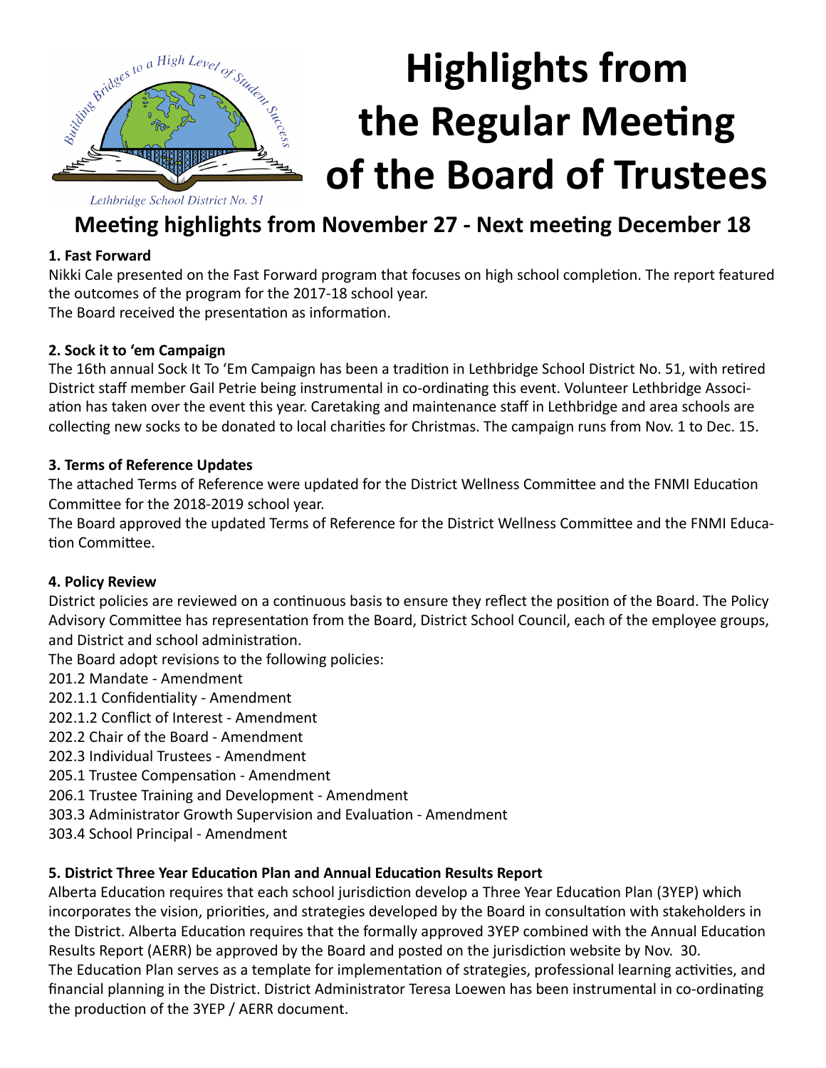# Highlights from the Regular Meeting of the Board of Trustees

Lethbridge School District No. 51

## Meeting highlights from November 27 - Next meeting December 18

**1. Fast Forward**

Nikki Cale presented on the Fast Forward program that focuses on high school completion. The report featured the outcomes of the program for the 2017-18 school year.
The Board received the presentation as information.

**2. Sock it to 'em Campaign**

The 16th annual Sock It To 'Em Campaign has been a tradition in Lethbridge School District No. 51, with retired District staff member Gail Petrie being instrumental in co-ordinating this event. Volunteer Lethbridge Association has taken over the event this year. Caretaking and maintenance staff in Lethbridge and area schools are collecting new socks to be donated to local charities for Christmas. The campaign runs from Nov. 1 to Dec. 15.

**3. Terms of Reference Updates**

The attached Terms of Reference were updated for the District Wellness Committee and the FNMI Education Committee for the 2018-2019 school year.
The Board approved the updated Terms of Reference for the District Wellness Committee and the FNMI Education Committee.

**4. Policy Review**

District policies are reviewed on a continuous basis to ensure they reflect the position of the Board. The Policy Advisory Committee has representation from the Board, District School Council, each of the employee groups, and District and school administration.
The Board adopt revisions to the following policies:
201.2 Mandate - Amendment
202.1.1 Confidentiality - Amendment
202.1.2 Conflict of Interest - Amendment
202.2 Chair of the Board - Amendment
202.3 Individual Trustees - Amendment
205.1 Trustee Compensation - Amendment
206.1 Trustee Training and Development - Amendment
303.3 Administrator Growth Supervision and Evaluation - Amendment
303.4 School Principal - Amendment

**5. District Three Year Education Plan and Annual Education Results Report**

Alberta Education requires that each school jurisdiction develop a Three Year Education Plan (3YEP) which incorporates the vision, priorities, and strategies developed by the Board in consultation with stakeholders in the District. Alberta Education requires that the formally approved 3YEP combined with the Annual Education Results Report (AERR) be approved by the Board and posted on the jurisdiction website by Nov. 30.
The Education Plan serves as a template for implementation of strategies, professional learning activities, and financial planning in the District. District Administrator Teresa Loewen has been instrumental in co-ordinating the production of the 3YEP / AERR document.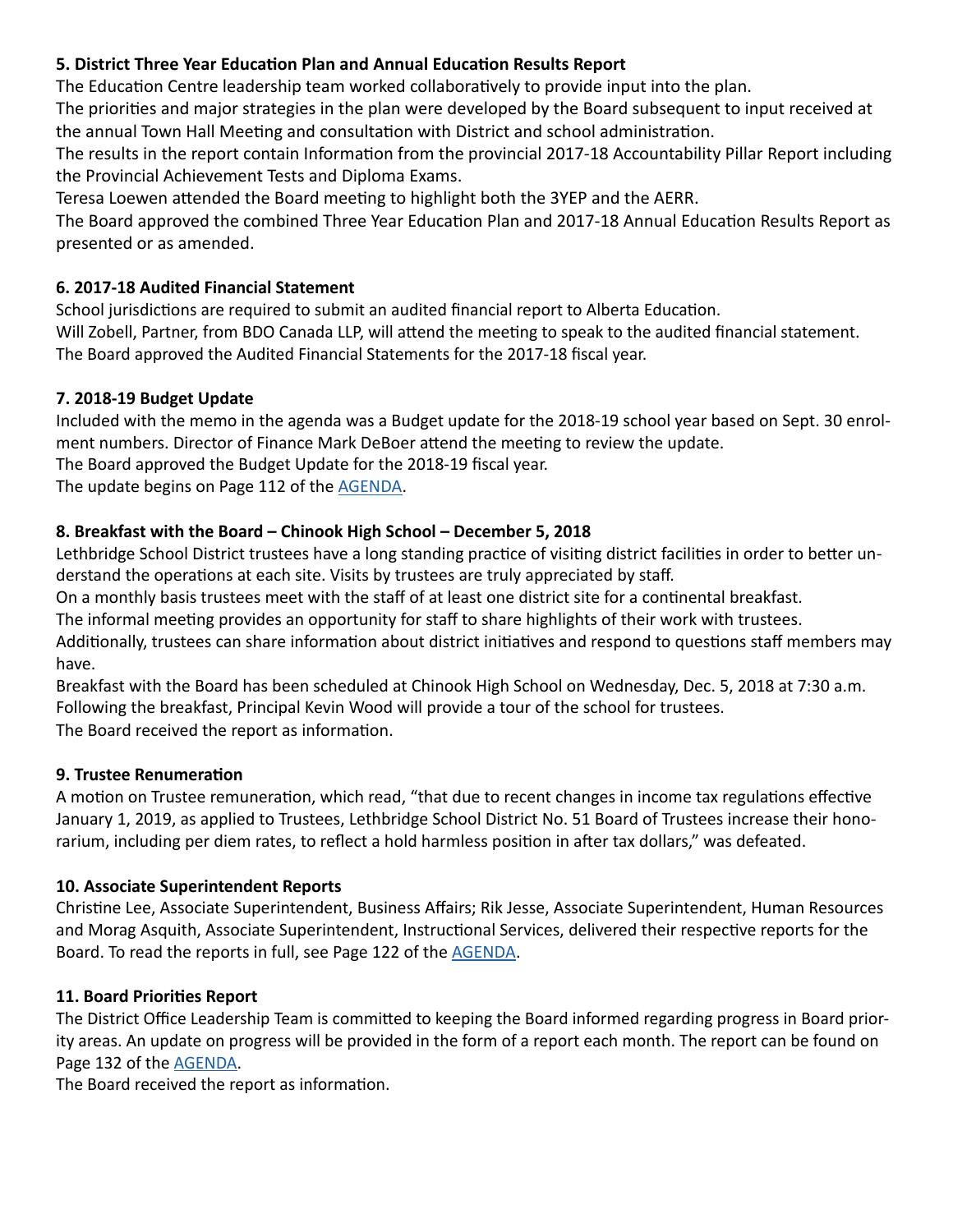**5. District Three Year Education Plan and Annual Education Results Report**

The Education Centre leadership team worked collaboratively to provide input into the plan.
The priorities and major strategies in the plan were developed by the Board subsequent to input received at the annual Town Hall Meeting and consultation with District and school administration.
The results in the report contain Information from the provincial 2017-18 Accountability Pillar Report including the Provincial Achievement Tests and Diploma Exams.
Teresa Loewen attended the Board meeting to highlight both the 3YEP and the AERR.
The Board approved the combined Three Year Education Plan and 2017-18 Annual Education Results Report as presented or as amended.

**6. 2017-18 Audited Financial Statement**

School jurisdictions are required to submit an audited financial report to Alberta Education.
Will Zobell, Partner, from BDO Canada LLP, will attend the meeting to speak to the audited financial statement.
The Board approved the Audited Financial Statements for the 2017-18 fiscal year.

**7. 2018-19 Budget Update**

Included with the memo in the agenda was a Budget update for the 2018-19 school year based on Sept. 30 enrolment numbers. Director of Finance Mark DeBoer attend the meeting to review the update.
The Board approved the Budget Update for the 2018-19 fiscal year.
The update begins on Page 112 of the AGENDA.

**8. Breakfast with the Board – Chinook High School – December 5, 2018**

Lethbridge School District trustees have a long standing practice of visiting district facilities in order to better understand the operations at each site. Visits by trustees are truly appreciated by staff.
On a monthly basis trustees meet with the staff of at least one district site for a continental breakfast.
The informal meeting provides an opportunity for staff to share highlights of their work with trustees.
Additionally, trustees can share information about district initiatives and respond to questions staff members may have.
Breakfast with the Board has been scheduled at Chinook High School on Wednesday, Dec. 5, 2018 at 7:30 a.m.
Following the breakfast, Principal Kevin Wood will provide a tour of the school for trustees.
The Board received the report as information.

**9. Trustee Renumeration**

A motion on Trustee remuneration, which read, "that due to recent changes in income tax regulations effective January 1, 2019, as applied to Trustees, Lethbridge School District No. 51 Board of Trustees increase their honorarium, including per diem rates, to reflect a hold harmless position in after tax dollars," was defeated.

**10. Associate Superintendent Reports**

Christine Lee, Associate Superintendent, Business Affairs; Rik Jesse, Associate Superintendent, Human Resources and Morag Asquith, Associate Superintendent, Instructional Services, delivered their respective reports for the Board. To read the reports in full, see Page 122 of the AGENDA.

**11. Board Priorities Report**

The District Office Leadership Team is committed to keeping the Board informed regarding progress in Board priority areas. An update on progress will be provided in the form of a report each month. The report can be found on Page 132 of the AGENDA.
The Board received the report as information.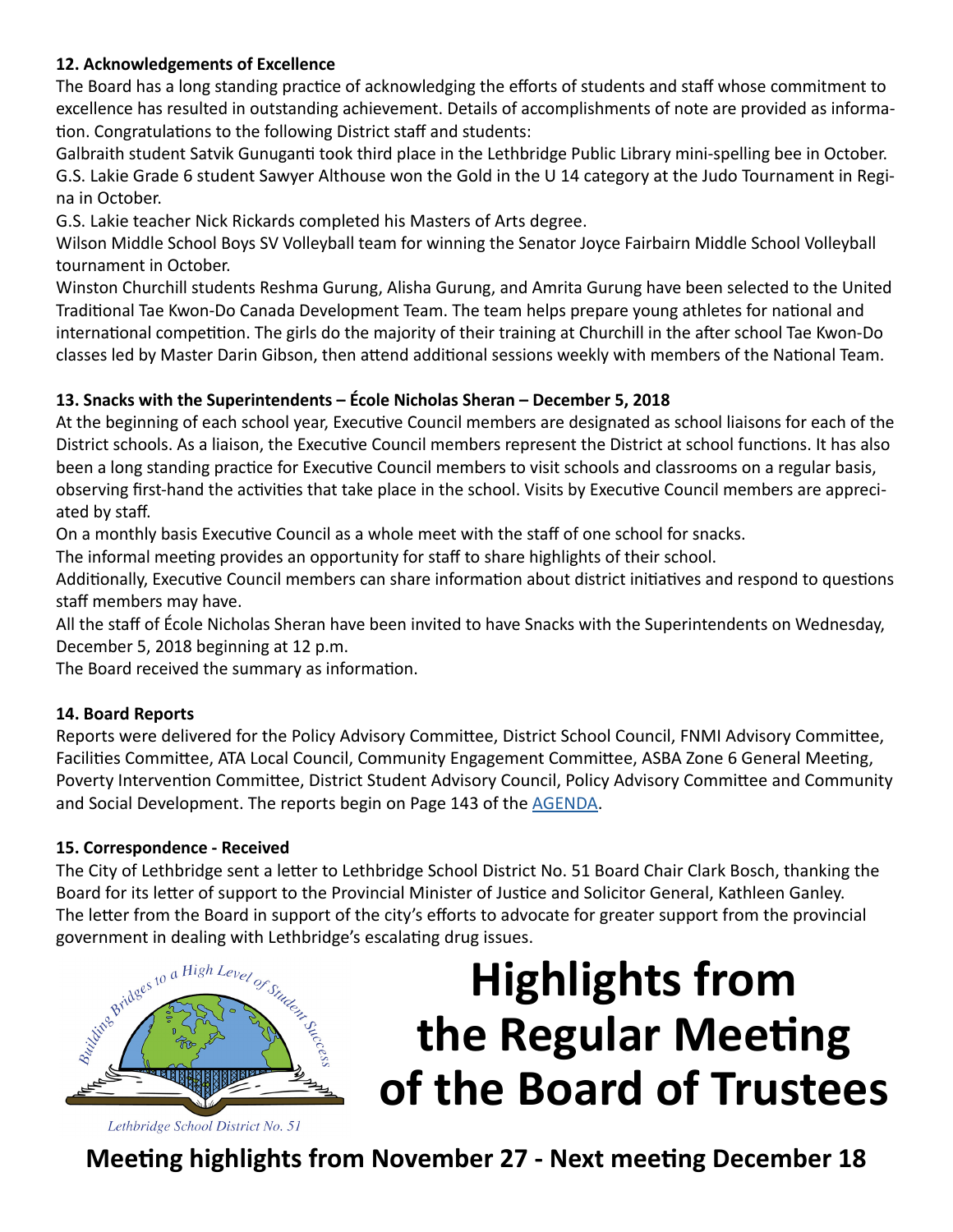**12. Acknowledgements of Excellence**

The Board has a long standing practice of acknowledging the efforts of students and staff whose commitment to excellence has resulted in outstanding achievement. Details of accomplishments of note are provided as information. Congratulations to the following District staff and students:

Galbraith student Satvik Gunuganti took third place in the Lethbridge Public Library mini-spelling bee in October.

G.S. Lakie Grade 6 student Sawyer Althouse won the Gold in the U 14 category at the Judo Tournament in Regina in October.

G.S. Lakie teacher Nick Rickards completed his Masters of Arts degree.

Wilson Middle School Boys SV Volleyball team for winning the Senator Joyce Fairbairn Middle School Volleyball tournament in October.

Winston Churchill students Reshma Gurung, Alisha Gurung, and Amrita Gurung have been selected to the United Traditional Tae Kwon-Do Canada Development Team. The team helps prepare young athletes for national and international competition. The girls do the majority of their training at Churchill in the after school Tae Kwon-Do classes led by Master Darin Gibson, then attend additional sessions weekly with members of the National Team.

**13. Snacks with the Superintendents – École Nicholas Sheran – December 5, 2018**

At the beginning of each school year, Executive Council members are designated as school liaisons for each of the District schools. As a liaison, the Executive Council members represent the District at school functions. It has also been a long standing practice for Executive Council members to visit schools and classrooms on a regular basis, observing first-hand the activities that take place in the school. Visits by Executive Council members are appreciated by staff.

On a monthly basis Executive Council as a whole meet with the staff of one school for snacks.

The informal meeting provides an opportunity for staff to share highlights of their school.

Additionally, Executive Council members can share information about district initiatives and respond to questions staff members may have.

All the staff of École Nicholas Sheran have been invited to have Snacks with the Superintendents on Wednesday, December 5, 2018 beginning at 12 p.m.

The Board received the summary as information.

**14. Board Reports**

Reports were delivered for the Policy Advisory Committee, District School Council, FNMI Advisory Committee, Facilities Committee, ATA Local Council, Community Engagement Committee, ASBA Zone 6 General Meeting, Poverty Intervention Committee, District Student Advisory Council, Policy Advisory Committee and Community and Social Development. The reports begin on Page 143 of the AGENDA.

**15. Correspondence - Received**

The City of Lethbridge sent a letter to Lethbridge School District No. 51 Board Chair Clark Bosch, thanking the Board for its letter of support to the Provincial Minister of Justice and Solicitor General, Kathleen Ganley. The letter from the Board in support of the city's efforts to advocate for greater support from the provincial government in dealing with Lethbridge's escalating drug issues.

Building Bridges to a High Level of Student Success

Lethbridge School District No. 51

# Highlights from the Regular Meeting of the Board of Trustees

**Meeting highlights from November 27 - Next meeting December 18**